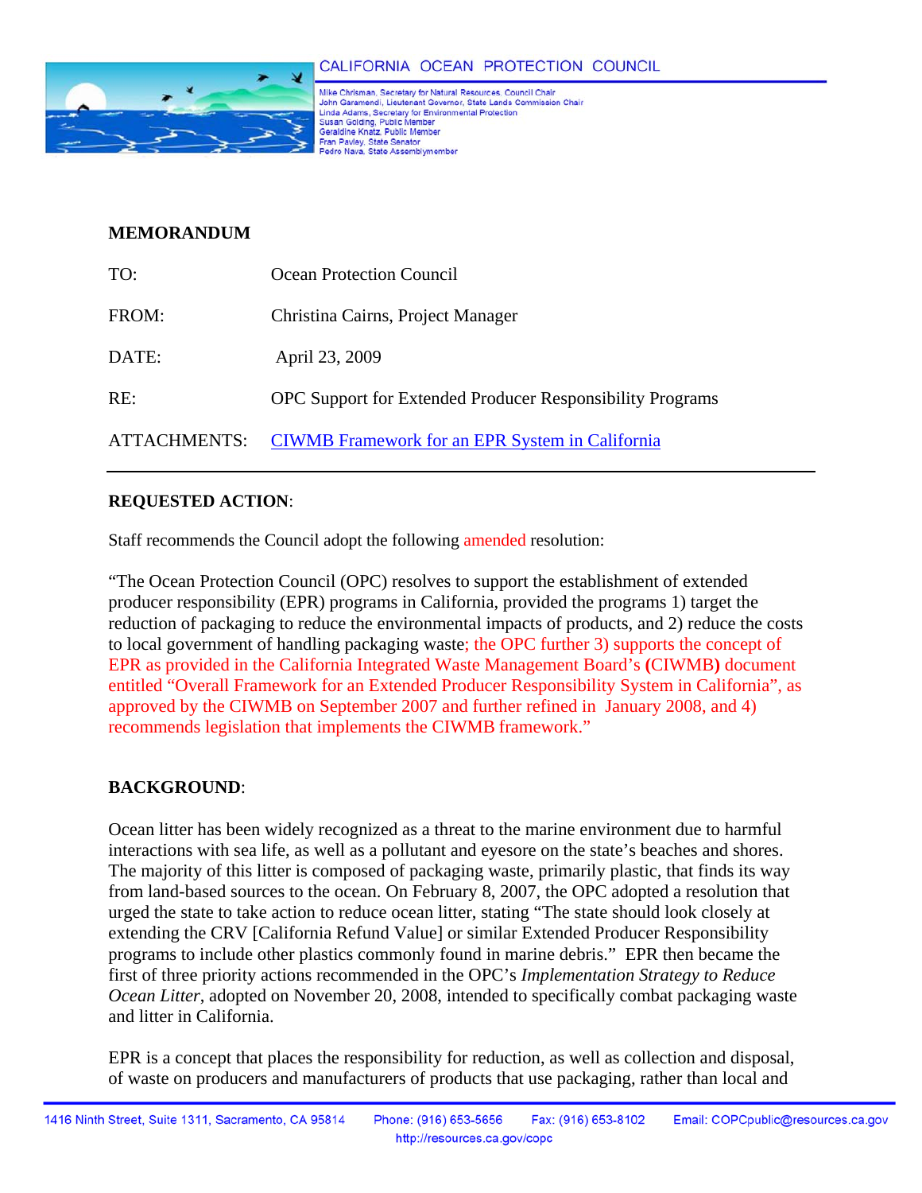CALIFORNIA OCEAN PROTECTION COUNCIL

Mike Chrisman, Secretary for Natural Resources, Council Chair
John Garamendi, Lieutenant Governor, State Lands Commission Chair
Linda Adams, Secretary for Environmental Protection
Susan Golding, Public Member
Geraldine Knatz, Public Member
Fran Pavley, State Senator
Pedro Nava, State Assemblymember

**MEMORANDUM**

| | |
|---|---|
| TO: | Ocean Protection Council |
| FROM: | Christina Cairns, Project Manager |
| DATE: | April 23, 2009 |
| RE: | OPC Support for Extended Producer Responsibility Programs |
| ATTACHMENTS: | CIWMB Framework for an EPR System in California |

---

**REQUESTED ACTION**:

Staff recommends the Council adopt the following amended resolution:

"The Ocean Protection Council (OPC) resolves to support the establishment of extended producer responsibility (EPR) programs in California, provided the programs 1) target the reduction of packaging to reduce the environmental impacts of products, and 2) reduce the costs to local government of handling packaging waste; the OPC further 3) supports the concept of EPR as provided in the California Integrated Waste Management Board's (CIWMB) document entitled "Overall Framework for an Extended Producer Responsibility System in California", as approved by the CIWMB on September 2007 and further refined in January 2008, and 4) recommends legislation that implements the CIWMB framework."

**BACKGROUND**:

Ocean litter has been widely recognized as a threat to the marine environment due to harmful interactions with sea life, as well as a pollutant and eyesore on the state's beaches and shores. The majority of this litter is composed of packaging waste, primarily plastic, that finds its way from land-based sources to the ocean. On February 8, 2007, the OPC adopted a resolution that urged the state to take action to reduce ocean litter, stating "The state should look closely at extending the CRV [California Refund Value] or similar Extended Producer Responsibility programs to include other plastics commonly found in marine debris." EPR then became the first of three priority actions recommended in the OPC's *Implementation Strategy to Reduce Ocean Litter*, adopted on November 20, 2008, intended to specifically combat packaging waste and litter in California.

EPR is a concept that places the responsibility for reduction, as well as collection and disposal, of waste on producers and manufacturers of products that use packaging, rather than local and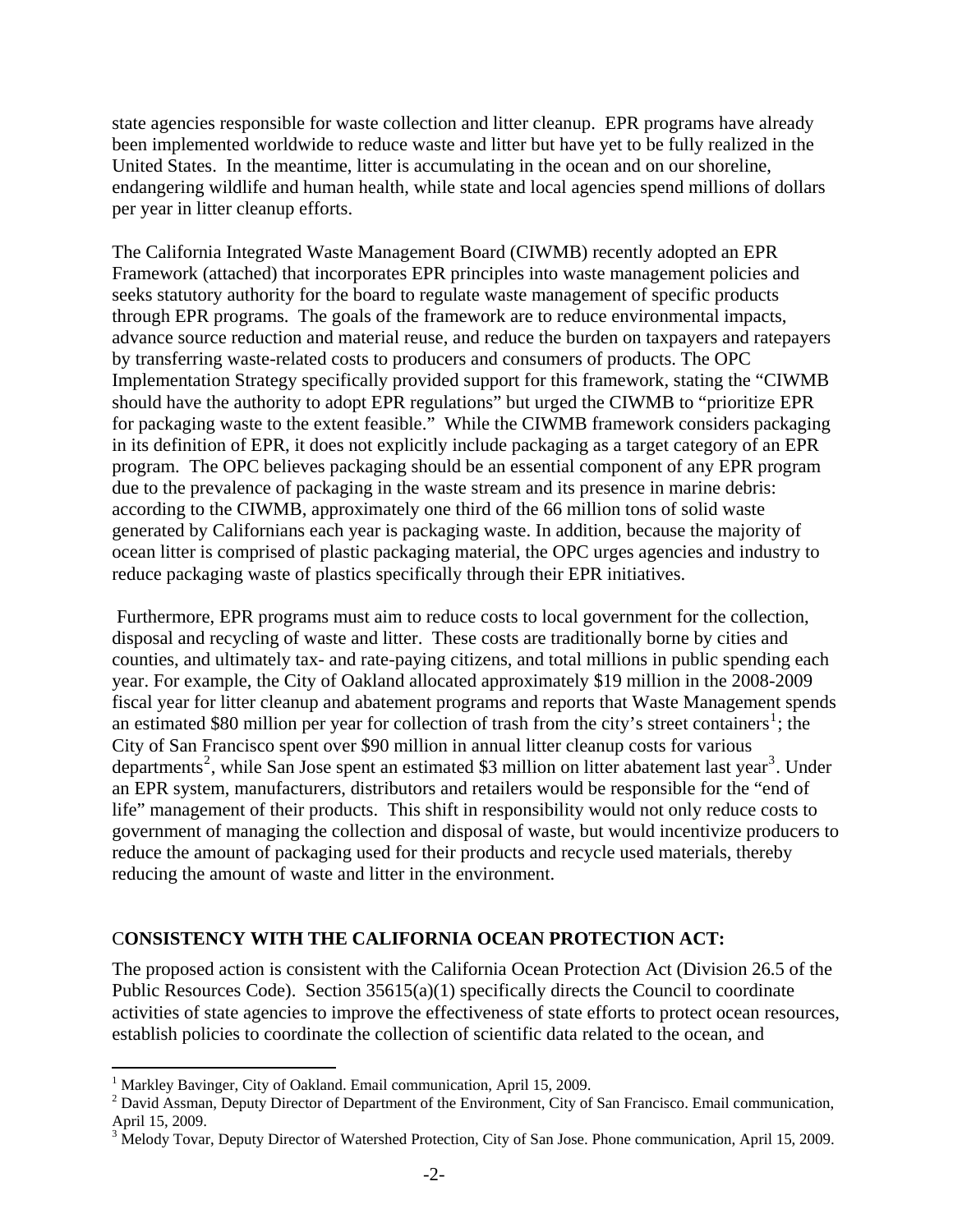state agencies responsible for waste collection and litter cleanup. EPR programs have already been implemented worldwide to reduce waste and litter but have yet to be fully realized in the United States. In the meantime, litter is accumulating in the ocean and on our shoreline, endangering wildlife and human health, while state and local agencies spend millions of dollars per year in litter cleanup efforts.

The California Integrated Waste Management Board (CIWMB) recently adopted an EPR Framework (attached) that incorporates EPR principles into waste management policies and seeks statutory authority for the board to regulate waste management of specific products through EPR programs. The goals of the framework are to reduce environmental impacts, advance source reduction and material reuse, and reduce the burden on taxpayers and ratepayers by transferring waste-related costs to producers and consumers of products. The OPC Implementation Strategy specifically provided support for this framework, stating the "CIWMB should have the authority to adopt EPR regulations" but urged the CIWMB to "prioritize EPR for packaging waste to the extent feasible." While the CIWMB framework considers packaging in its definition of EPR, it does not explicitly include packaging as a target category of an EPR program. The OPC believes packaging should be an essential component of any EPR program due to the prevalence of packaging in the waste stream and its presence in marine debris: according to the CIWMB, approximately one third of the 66 million tons of solid waste generated by Californians each year is packaging waste. In addition, because the majority of ocean litter is comprised of plastic packaging material, the OPC urges agencies and industry to reduce packaging waste of plastics specifically through their EPR initiatives.

Furthermore, EPR programs must aim to reduce costs to local government for the collection, disposal and recycling of waste and litter. These costs are traditionally borne by cities and counties, and ultimately tax- and rate-paying citizens, and total millions in public spending each year. For example, the City of Oakland allocated approximately $19 million in the 2008-2009 fiscal year for litter cleanup and abatement programs and reports that Waste Management spends an estimated $80 million per year for collection of trash from the city's street containers[1]; the City of San Francisco spent over $90 million in annual litter cleanup costs for various departments[2], while San Jose spent an estimated $3 million on litter abatement last year[3]. Under an EPR system, manufacturers, distributors and retailers would be responsible for the "end of life" management of their products. This shift in responsibility would not only reduce costs to government of managing the collection and disposal of waste, but would incentivize producers to reduce the amount of packaging used for their products and recycle used materials, thereby reducing the amount of waste and litter in the environment.

## CONSISTENCY WITH THE CALIFORNIA OCEAN PROTECTION ACT:

The proposed action is consistent with the California Ocean Protection Act (Division 26.5 of the Public Resources Code). Section 35615(a)(1) specifically directs the Council to coordinate activities of state agencies to improve the effectiveness of state efforts to protect ocean resources, establish policies to coordinate the collection of scientific data related to the ocean, and

---

[1] Markley Bavinger, City of Oakland. Email communication, April 15, 2009.

[2] David Assman, Deputy Director of Department of the Environment, City of San Francisco. Email communication, April 15, 2009.

[3] Melody Tovar, Deputy Director of Watershed Protection, City of San Jose. Phone communication, April 15, 2009.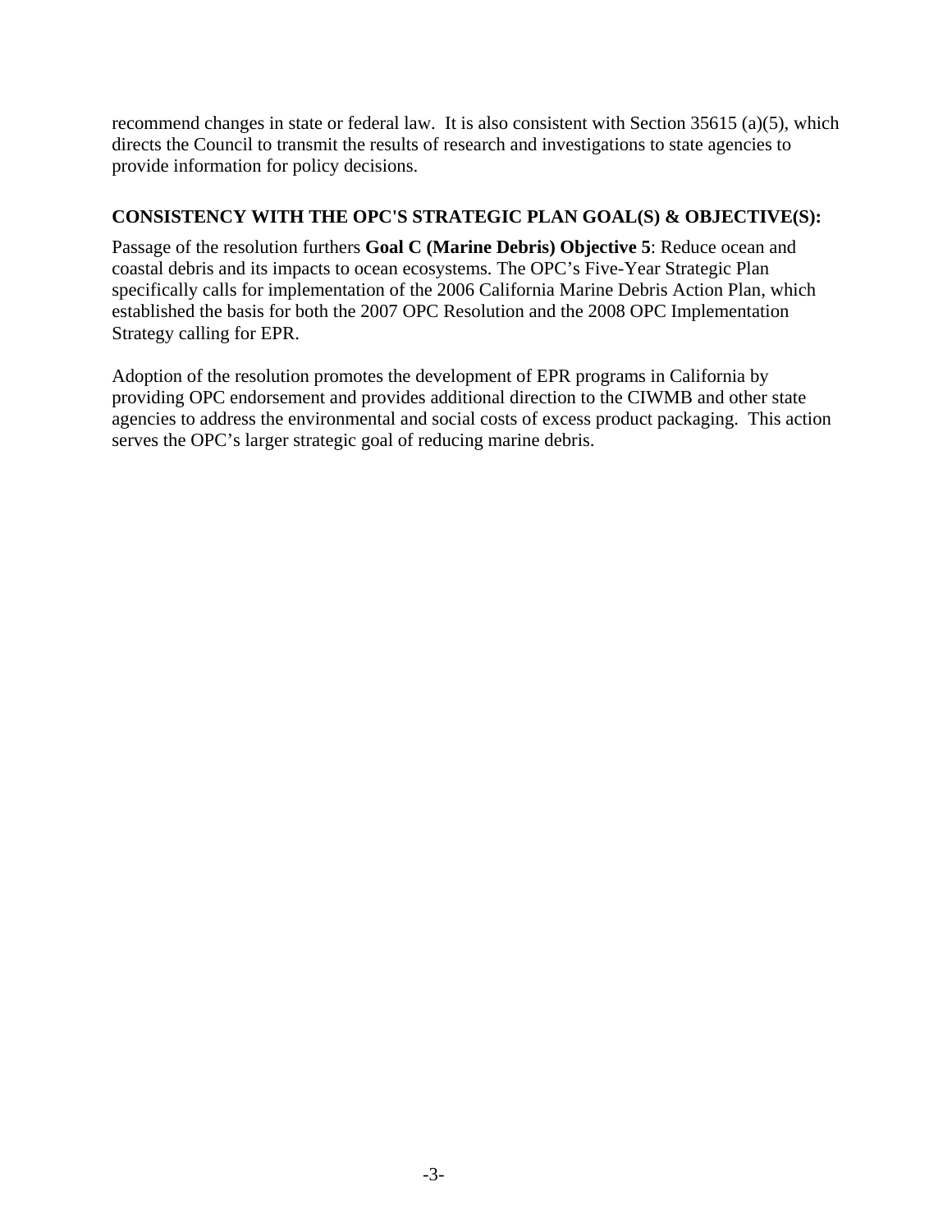recommend changes in state or federal law. It is also consistent with Section 35615 (a)(5), which directs the Council to transmit the results of research and investigations to state agencies to provide information for policy decisions.

**CONSISTENCY WITH THE OPC'S STRATEGIC PLAN GOAL(S) & OBJECTIVE(S):**

Passage of the resolution furthers **Goal C (Marine Debris) Objective 5**: Reduce ocean and coastal debris and its impacts to ocean ecosystems. The OPC's Five-Year Strategic Plan specifically calls for implementation of the 2006 California Marine Debris Action Plan, which established the basis for both the 2007 OPC Resolution and the 2008 OPC Implementation Strategy calling for EPR.

Adoption of the resolution promotes the development of EPR programs in California by providing OPC endorsement and provides additional direction to the CIWMB and other state agencies to address the environmental and social costs of excess product packaging. This action serves the OPC's larger strategic goal of reducing marine debris.